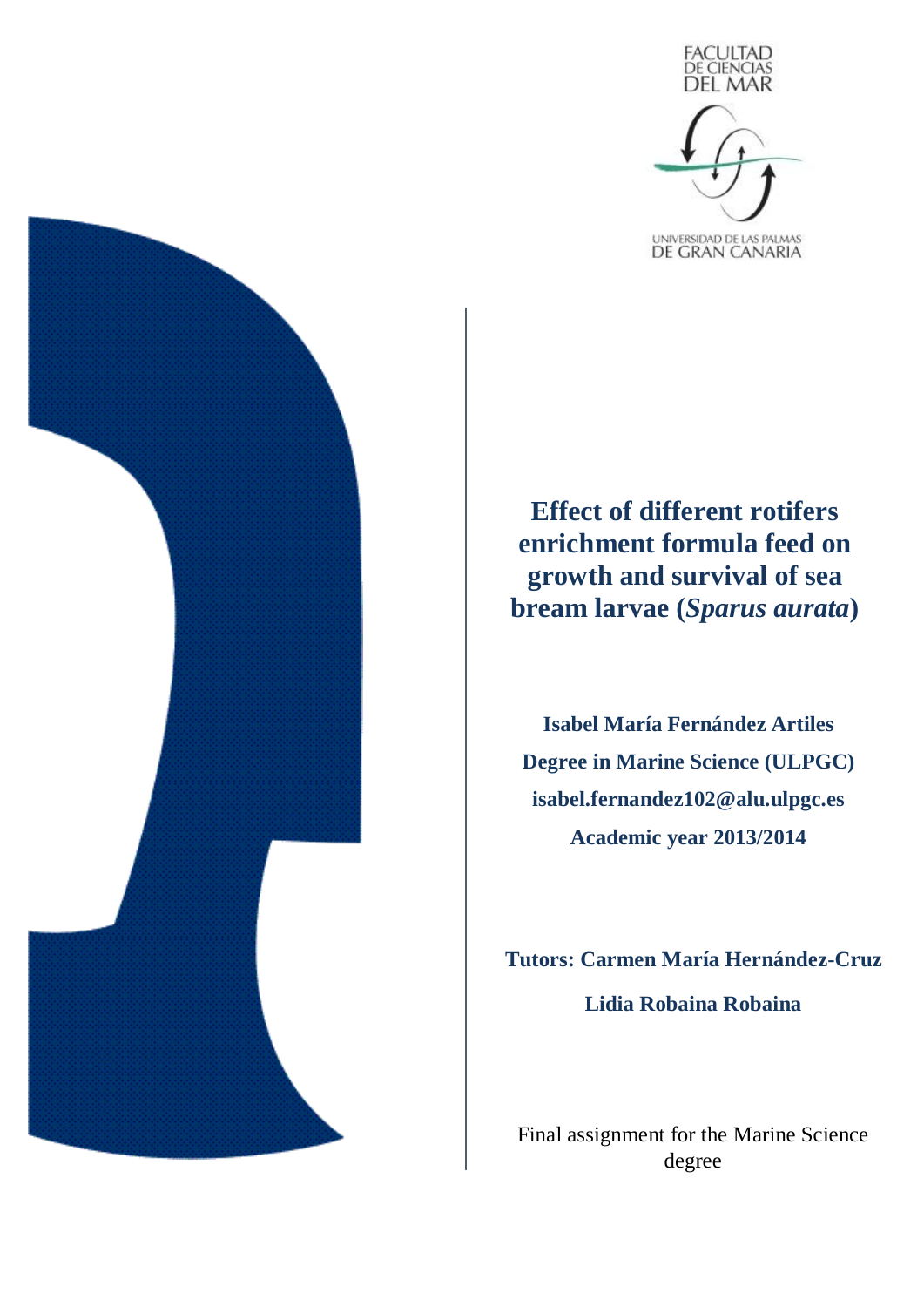FACULTAD DE CIENCIAS DEL MAR

UNIVERSIDAD DE LAS PALMAS DE GRAN CANARIA

# Effect of different rotifers enrichment formula feed on growth and survival of sea bream larvae (*Sparus aurata*)

**Isabel María Fernández Artiles**

**Degree in Marine Science (ULPGC)**

**isabel.fernandez102@alu.ulpgc.es**

**Academic year 2013/2014**

**Tutors: Carmen María Hernández-Cruz**

**Lidia Robaina Robaina**

Final assignment for the Marine Science degree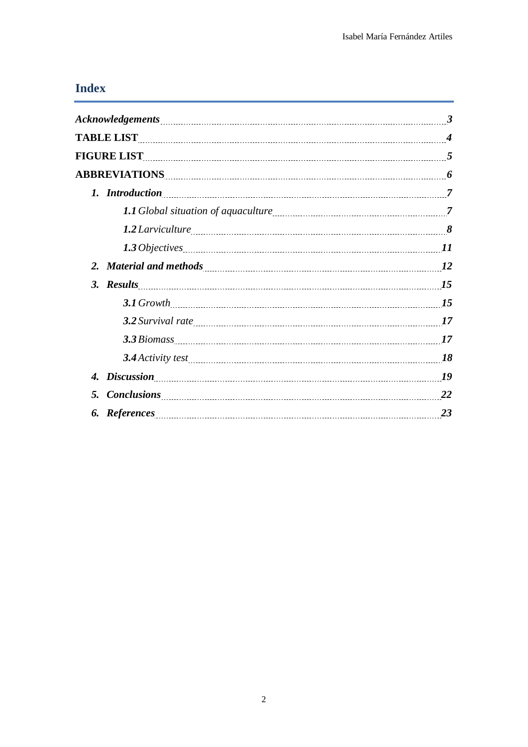## Index

*Acknowledgements* ............ *3*

**TABLE LIST** ............ *4*

**FIGURE LIST** ............ *5*

**ABBREVIATIONS** ............ *6*

1. ***Introduction*** ............ *7*
   - ***1.1*** *Global situation of aquaculture* ............ *7*
   - ***1.2*** *Larviculture* ............ *8*
   - ***1.3*** *Objectives* ............ *11*
2. ***Material and methods*** ............ *12*
3. ***Results*** ............ *15*
   - ***3.1*** *Growth* ............ *15*
   - ***3.2*** *Survival rate* ............ *17*
   - ***3.3*** *Biomass* ............ *17*
   - ***3.4*** *Activity test* ............ *18*
4. ***Discussion*** ............ *19*
5. ***Conclusions*** ............ *22*
6. ***References*** ............ *23*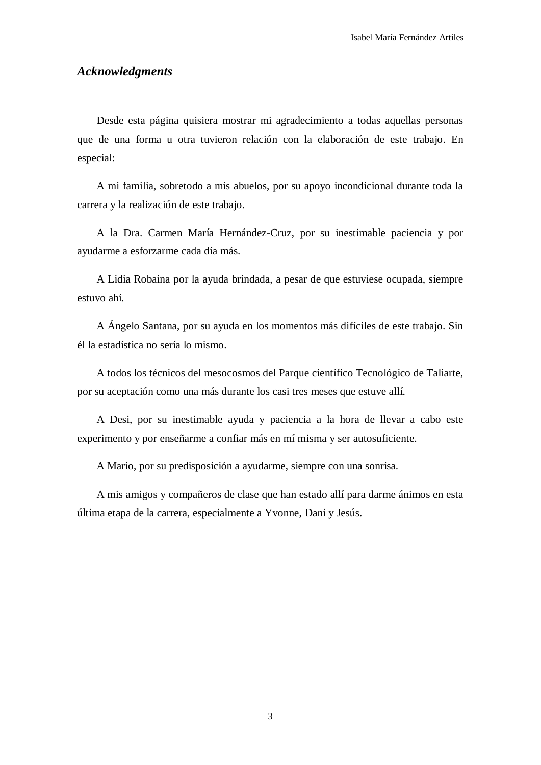## *Acknowledgments*

Desde esta página quisiera mostrar mi agradecimiento a todas aquellas personas que de una forma u otra tuvieron relación con la elaboración de este trabajo. En especial:

A mi familia, sobretodo a mis abuelos, por su apoyo incondicional durante toda la carrera y la realización de este trabajo.

A la Dra. Carmen María Hernández-Cruz, por su inestimable paciencia y por ayudarme a esforzarme cada día más.

A Lidia Robaina por la ayuda brindada, a pesar de que estuviese ocupada, siempre estuvo ahí.

A Ángelo Santana, por su ayuda en los momentos más difíciles de este trabajo. Sin él la estadística no sería lo mismo.

A todos los técnicos del mesocosmos del Parque científico Tecnológico de Taliarte, por su aceptación como una más durante los casi tres meses que estuve allí.

A Desi, por su inestimable ayuda y paciencia a la hora de llevar a cabo este experimento y por enseñarme a confiar más en mí misma y ser autosuficiente.

A Mario, por su predisposición a ayudarme, siempre con una sonrisa.

A mis amigos y compañeros de clase que han estado allí para darme ánimos en esta última etapa de la carrera, especialmente a Yvonne, Dani y Jesús.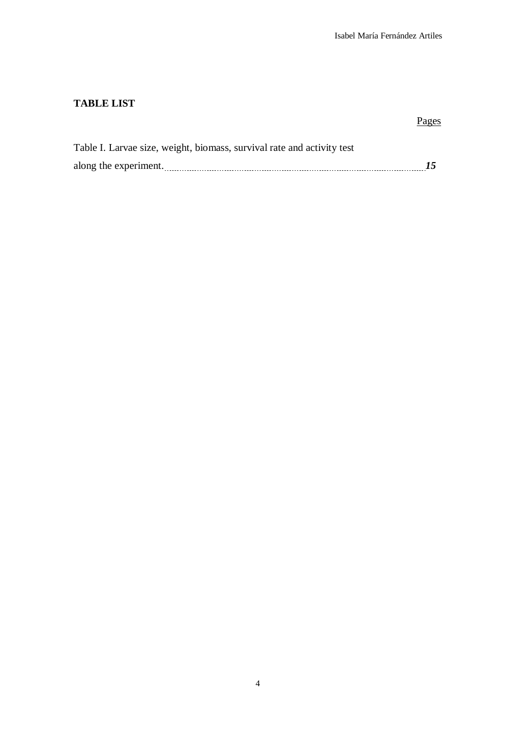**TABLE LIST**

Pages

Table I. Larvae size, weight, biomass, survival rate and activity test along the experiment. ........................................................................ ***15***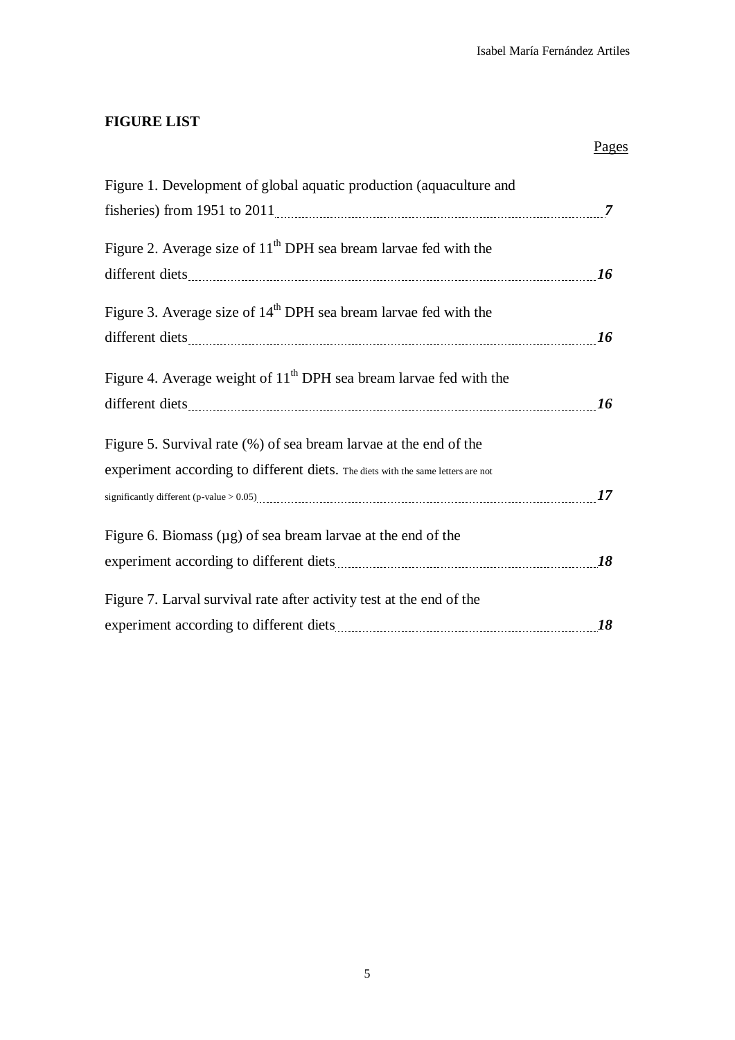**FIGURE LIST**

Pages

Figure 1. Development of global aquatic production (aquaculture and fisheries) from 1951 to 2011 ........ *7*

Figure 2. Average size of 11th DPH sea bream larvae fed with the different diets ........ *16*

Figure 3. Average size of 14th DPH sea bream larvae fed with the different diets ........ *16*

Figure 4. Average weight of 11th DPH sea bream larvae fed with the different diets ........ *16*

Figure 5. Survival rate (%) of sea bream larvae at the end of the experiment according to different diets. The diets with the same letters are not significantly different (p-value > 0.05) ........ *17*

Figure 6. Biomass (µg) of sea bream larvae at the end of the experiment according to different diets ........ *18*

Figure 7. Larval survival rate after activity test at the end of the experiment according to different diets ........ *18*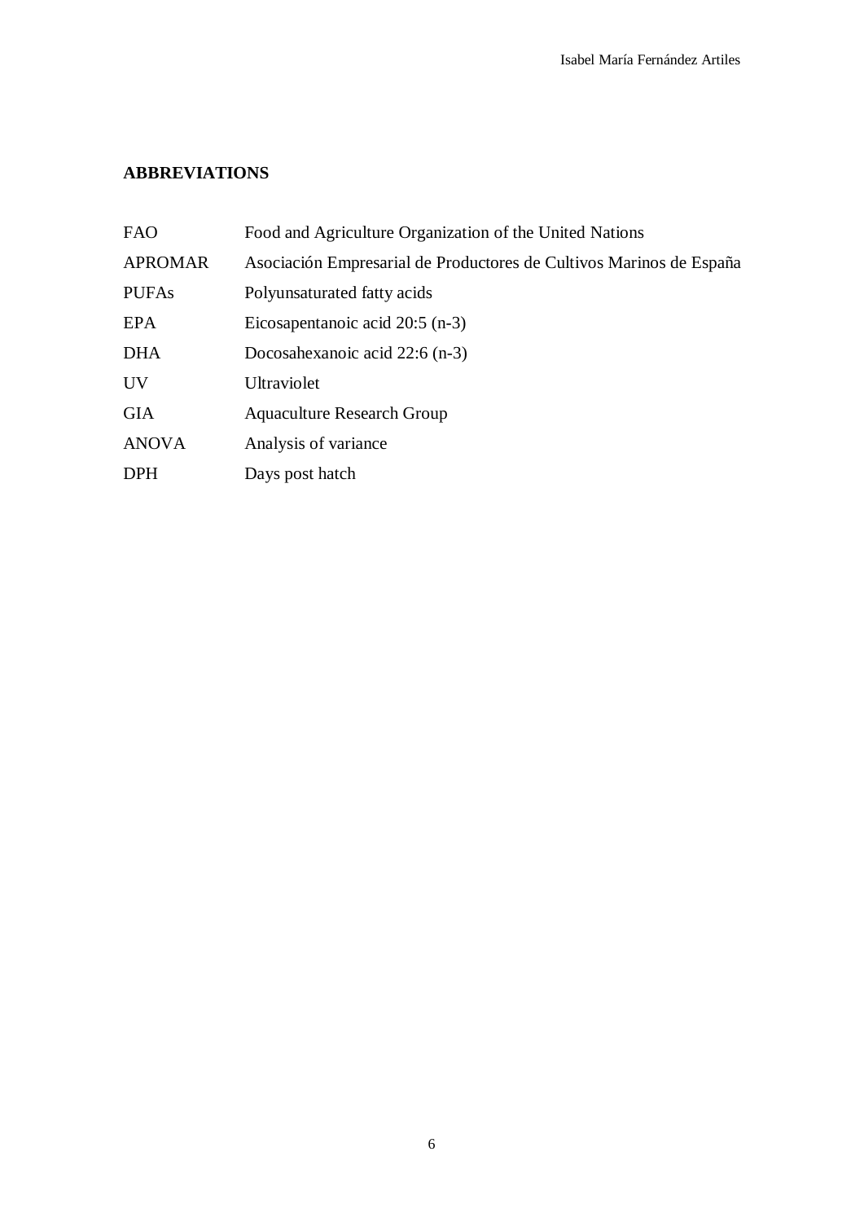## ABBREVIATIONS

| | |
|---|---|
| FAO | Food and Agriculture Organization of the United Nations |
| APROMAR | Asociación Empresarial de Productores de Cultivos Marinos de España |
| PUFAs | Polyunsaturated fatty acids |
| EPA | Eicosapentanoic acid 20:5 (n-3) |
| DHA | Docosahexanoic acid 22:6 (n-3) |
| UV | Ultraviolet |
| GIA | Aquaculture Research Group |
| ANOVA | Analysis of variance |
| DPH | Days post hatch |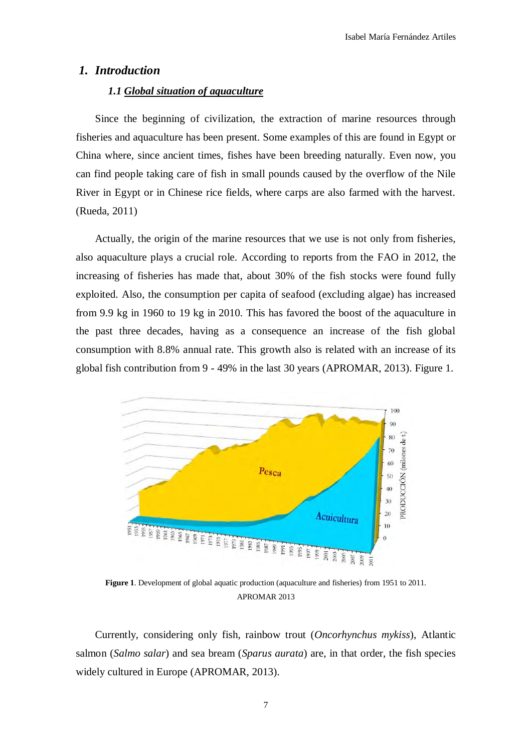# 1. *Introduction*

## *1.1 Global situation of aquaculture*

Since the beginning of civilization, the extraction of marine resources through fisheries and aquaculture has been present. Some examples of this are found in Egypt or China where, since ancient times, fishes have been breeding naturally. Even now, you can find people taking care of fish in small pounds caused by the overflow of the Nile River in Egypt or in Chinese rice fields, where carps are also farmed with the harvest. (Rueda, 2011)

Actually, the origin of the marine resources that we use is not only from fisheries, also aquaculture plays a crucial role. According to reports from the FAO in 2012, the increasing of fisheries has made that, about 30% of the fish stocks were found fully exploited. Also, the consumption per capita of seafood (excluding algae) has increased from 9.9 kg in 1960 to 19 kg in 2010. This has favored the boost of the aquaculture in the past three decades, having as a consequence an increase of the fish global consumption with 8.8% annual rate. This growth also is related with an increase of its global fish contribution from 9 - 49% in the last 30 years (APROMAR, 2013). Figure 1.

**Figure 1**. Development of global aquatic production (aquaculture and fisheries) from 1951 to 2011. APROMAR 2013

Currently, considering only fish, rainbow trout (*Oncorhynchus mykiss*), Atlantic salmon (*Salmo salar*) and sea bream (*Sparus aurata*) are, in that order, the fish species widely cultured in Europe (APROMAR, 2013).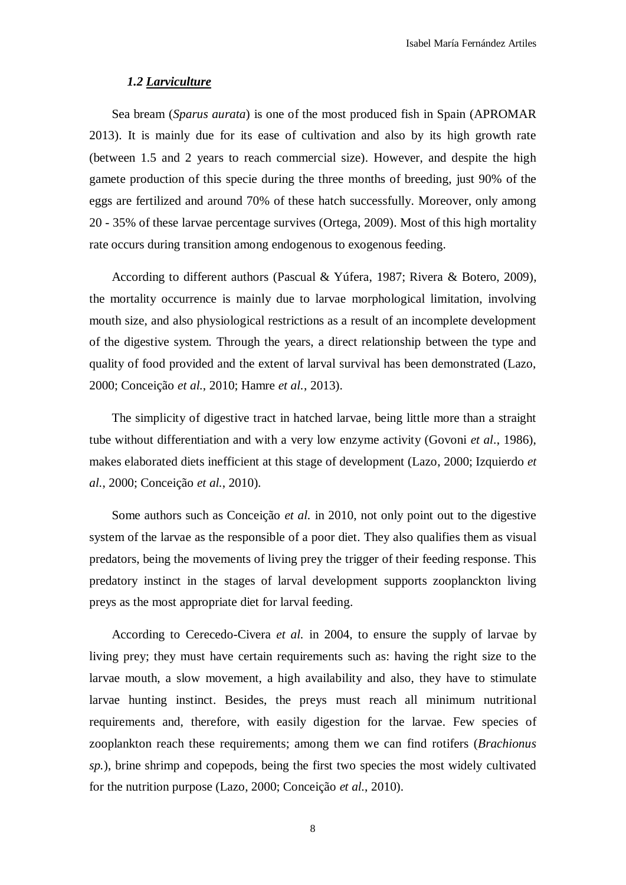### *1.2 Larviculture*

Sea bream (*Sparus aurata*) is one of the most produced fish in Spain (APROMAR 2013). It is mainly due for its ease of cultivation and also by its high growth rate (between 1.5 and 2 years to reach commercial size). However, and despite the high gamete production of this specie during the three months of breeding, just 90% of the eggs are fertilized and around 70% of these hatch successfully. Moreover, only among 20 - 35% of these larvae percentage survives (Ortega, 2009). Most of this high mortality rate occurs during transition among endogenous to exogenous feeding.

According to different authors (Pascual & Yúfera, 1987; Rivera & Botero, 2009), the mortality occurrence is mainly due to larvae morphological limitation, involving mouth size, and also physiological restrictions as a result of an incomplete development of the digestive system. Through the years, a direct relationship between the type and quality of food provided and the extent of larval survival has been demonstrated (Lazo, 2000; Conceição *et al.*, 2010; Hamre *et al.*, 2013).

The simplicity of digestive tract in hatched larvae, being little more than a straight tube without differentiation and with a very low enzyme activity (Govoni *et al*., 1986), makes elaborated diets inefficient at this stage of development (Lazo, 2000; Izquierdo *et al.*, 2000; Conceição *et al.*, 2010).

Some authors such as Conceição *et al.* in 2010, not only point out to the digestive system of the larvae as the responsible of a poor diet. They also qualifies them as visual predators, being the movements of living prey the trigger of their feeding response. This predatory instinct in the stages of larval development supports zooplanckton living preys as the most appropriate diet for larval feeding.

According to Cerecedo-Civera *et al.* in 2004, to ensure the supply of larvae by living prey; they must have certain requirements such as: having the right size to the larvae mouth, a slow movement, a high availability and also, they have to stimulate larvae hunting instinct. Besides, the preys must reach all minimum nutritional requirements and, therefore, with easily digestion for the larvae. Few species of zooplankton reach these requirements; among them we can find rotifers (*Brachionus sp.*), brine shrimp and copepods, being the first two species the most widely cultivated for the nutrition purpose (Lazo, 2000; Conceição *et al.*, 2010).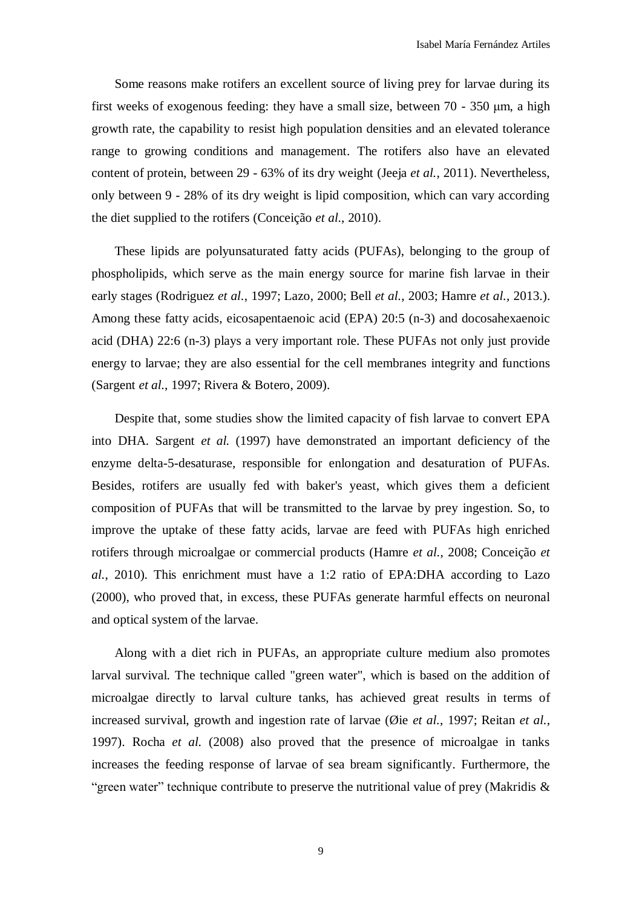Some reasons make rotifers an excellent source of living prey for larvae during its first weeks of exogenous feeding: they have a small size, between 70 - 350 μm, a high growth rate, the capability to resist high population densities and an elevated tolerance range to growing conditions and management. The rotifers also have an elevated content of protein, between 29 - 63% of its dry weight (Jeeja *et al.*, 2011). Nevertheless, only between 9 - 28% of its dry weight is lipid composition, which can vary according the diet supplied to the rotifers (Conceição *et al*., 2010).

These lipids are polyunsaturated fatty acids (PUFAs), belonging to the group of phospholipids, which serve as the main energy source for marine fish larvae in their early stages (Rodriguez *et al.*, 1997; Lazo, 2000; Bell *et al.*, 2003; Hamre *et al.*, 2013.). Among these fatty acids, eicosapentaenoic acid (EPA) 20:5 (n-3) and docosahexaenoic acid (DHA) 22:6 (n-3) plays a very important role. These PUFAs not only just provide energy to larvae; they are also essential for the cell membranes integrity and functions (Sargent *et al.*, 1997; Rivera & Botero, 2009).

Despite that, some studies show the limited capacity of fish larvae to convert EPA into DHA. Sargent *et al.* (1997) have demonstrated an important deficiency of the enzyme delta-5-desaturase, responsible for enlongation and desaturation of PUFAs. Besides, rotifers are usually fed with baker's yeast, which gives them a deficient composition of PUFAs that will be transmitted to the larvae by prey ingestion. So, to improve the uptake of these fatty acids, larvae are feed with PUFAs high enriched rotifers through microalgae or commercial products (Hamre *et al.*, 2008; Conceição *et al.*, 2010). This enrichment must have a 1:2 ratio of EPA:DHA according to Lazo (2000), who proved that, in excess, these PUFAs generate harmful effects on neuronal and optical system of the larvae.

Along with a diet rich in PUFAs, an appropriate culture medium also promotes larval survival. The technique called "green water", which is based on the addition of microalgae directly to larval culture tanks, has achieved great results in terms of increased survival, growth and ingestion rate of larvae (Øie *et al.*, 1997; Reitan *et al.*, 1997). Rocha *et al.* (2008) also proved that the presence of microalgae in tanks increases the feeding response of larvae of sea bream significantly. Furthermore, the "green water" technique contribute to preserve the nutritional value of prey (Makridis &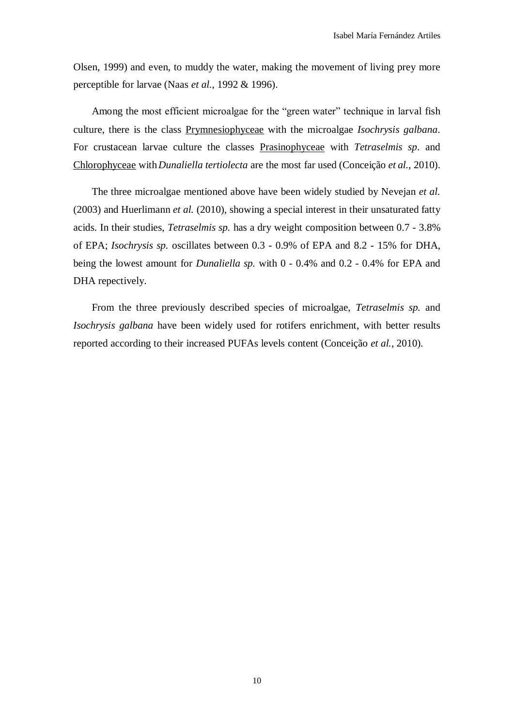Olsen, 1999) and even, to muddy the water, making the movement of living prey more perceptible for larvae (Naas *et al.*, 1992 & 1996).

Among the most efficient microalgae for the "green water" technique in larval fish culture, there is the class <u>Prymnesiophyceae</u> with the microalgae *Isochrysis galbana*. For crustacean larvae culture the classes <u>Prasinophyceae</u> with *Tetraselmis sp*. and <u>Chlorophyceae</u> with *Dunaliella tertiolecta* are the most far used (Conceição *et al.*, 2010).

The three microalgae mentioned above have been widely studied by Nevejan *et al.* (2003) and Huerlimann *et al.* (2010), showing a special interest in their unsaturated fatty acids. In their studies, *Tetraselmis sp.* has a dry weight composition between 0.7 - 3.8% of EPA; *Isochrysis sp.* oscillates between 0.3 - 0.9% of EPA and 8.2 - 15% for DHA, being the lowest amount for *Dunaliella sp.* with 0 - 0.4% and 0.2 - 0.4% for EPA and DHA repectively.

From the three previously described species of microalgae, *Tetraselmis sp.* and *Isochrysis galbana* have been widely used for rotifers enrichment, with better results reported according to their increased PUFAs levels content (Conceição *et al.*, 2010).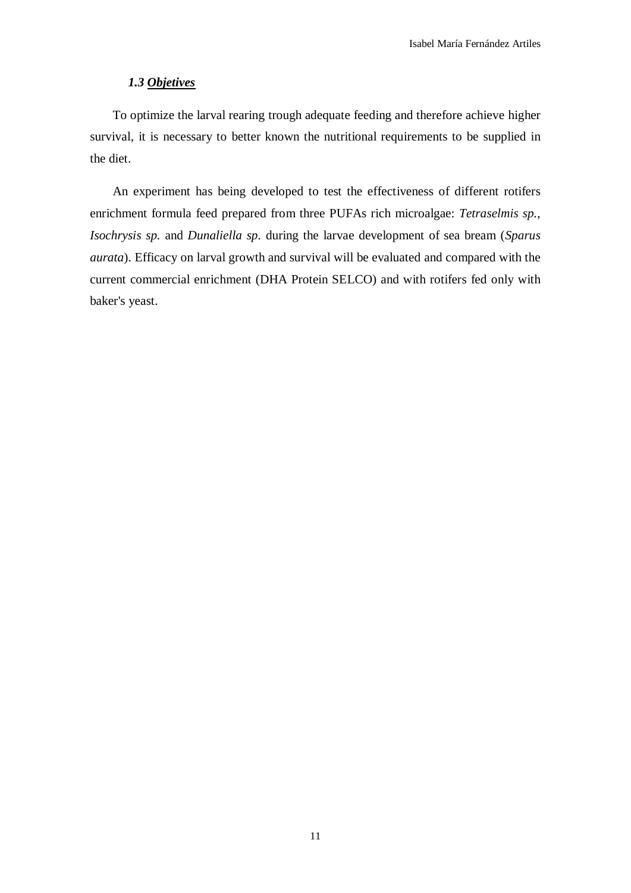### *1.3 Objetives*

To optimize the larval rearing trough adequate feeding and therefore achieve higher survival, it is necessary to better known the nutritional requirements to be supplied in the diet.

An experiment has being developed to test the effectiveness of different rotifers enrichment formula feed prepared from three PUFAs rich microalgae: *Tetraselmis sp.*, *Isochrysis sp.* and *Dunaliella sp.* during the larvae development of sea bream (*Sparus aurata*). Efficacy on larval growth and survival will be evaluated and compared with the current commercial enrichment (DHA Protein SELCO) and with rotifers fed only with baker's yeast.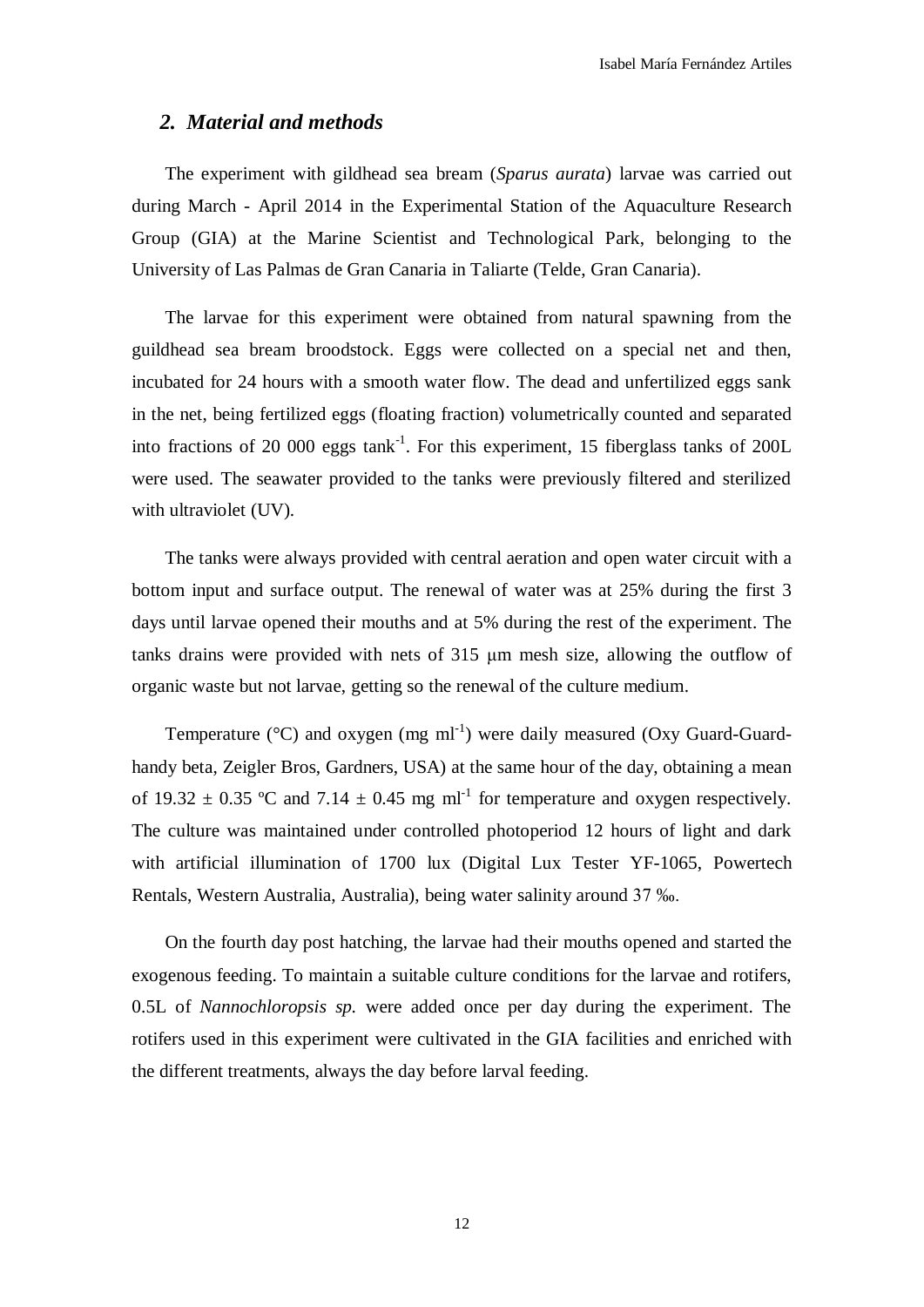## *2. Material and methods*

The experiment with gildhead sea bream (*Sparus aurata*) larvae was carried out during March - April 2014 in the Experimental Station of the Aquaculture Research Group (GIA) at the Marine Scientist and Technological Park, belonging to the University of Las Palmas de Gran Canaria in Taliarte (Telde, Gran Canaria).

The larvae for this experiment were obtained from natural spawning from the guildhead sea bream broodstock. Eggs were collected on a special net and then, incubated for 24 hours with a smooth water flow. The dead and unfertilized eggs sank in the net, being fertilized eggs (floating fraction) volumetrically counted and separated into fractions of 20 000 eggs tank$^{-1}$. For this experiment, 15 fiberglass tanks of 200L were used. The seawater provided to the tanks were previously filtered and sterilized with ultraviolet (UV).

The tanks were always provided with central aeration and open water circuit with a bottom input and surface output. The renewal of water was at 25% during the first 3 days until larvae opened their mouths and at 5% during the rest of the experiment. The tanks drains were provided with nets of 315 μm mesh size, allowing the outflow of organic waste but not larvae, getting so the renewal of the culture medium.

Temperature (°C) and oxygen (mg ml$^{-1}$) were daily measured (Oxy Guard-Guard-handy beta, Zeigler Bros, Gardners, USA) at the same hour of the day, obtaining a mean of 19.32 ± 0.35 ºC and 7.14 ± 0.45 mg ml$^{-1}$ for temperature and oxygen respectively. The culture was maintained under controlled photoperiod 12 hours of light and dark with artificial illumination of 1700 lux (Digital Lux Tester YF-1065, Powertech Rentals, Western Australia, Australia), being water salinity around 37 ‰.

On the fourth day post hatching, the larvae had their mouths opened and started the exogenous feeding. To maintain a suitable culture conditions for the larvae and rotifers, 0.5L of *Nannochloropsis sp.* were added once per day during the experiment. The rotifers used in this experiment were cultivated in the GIA facilities and enriched with the different treatments, always the day before larval feeding.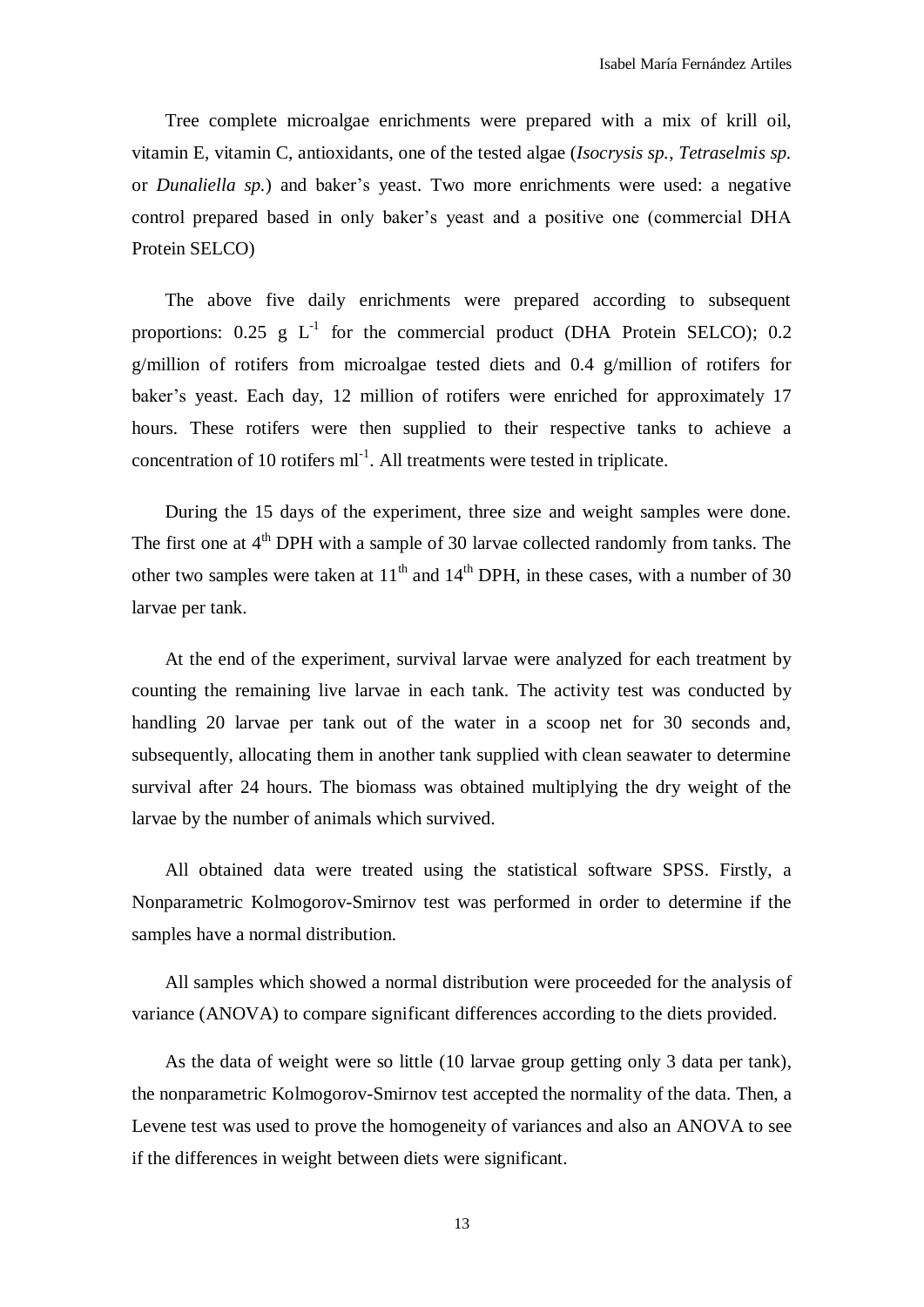Tree complete microalgae enrichments were prepared with a mix of krill oil, vitamin E, vitamin C, antioxidants, one of the tested algae (*Isocrysis sp.*, *Tetraselmis sp.* or *Dunaliella sp.*) and baker's yeast. Two more enrichments were used: a negative control prepared based in only baker's yeast and a positive one (commercial DHA Protein SELCO)

The above five daily enrichments were prepared according to subsequent proportions: 0.25 g $L^{-1}$ for the commercial product (DHA Protein SELCO); 0.2 g/million of rotifers from microalgae tested diets and 0.4 g/million of rotifers for baker's yeast. Each day, 12 million of rotifers were enriched for approximately 17 hours. These rotifers were then supplied to their respective tanks to achieve a concentration of 10 rotifers $ml^{-1}$. All treatments were tested in triplicate.

During the 15 days of the experiment, three size and weight samples were done. The first one at $4^{th}$ DPH with a sample of 30 larvae collected randomly from tanks. The other two samples were taken at $11^{th}$ and $14^{th}$ DPH, in these cases, with a number of 30 larvae per tank.

At the end of the experiment, survival larvae were analyzed for each treatment by counting the remaining live larvae in each tank. The activity test was conducted by handling 20 larvae per tank out of the water in a scoop net for 30 seconds and, subsequently, allocating them in another tank supplied with clean seawater to determine survival after 24 hours. The biomass was obtained multiplying the dry weight of the larvae by the number of animals which survived.

All obtained data were treated using the statistical software SPSS. Firstly, a Nonparametric Kolmogorov-Smirnov test was performed in order to determine if the samples have a normal distribution.

All samples which showed a normal distribution were proceeded for the analysis of variance (ANOVA) to compare significant differences according to the diets provided.

As the data of weight were so little (10 larvae group getting only 3 data per tank), the nonparametric Kolmogorov-Smirnov test accepted the normality of the data. Then, a Levene test was used to prove the homogeneity of variances and also an ANOVA to see if the differences in weight between diets were significant.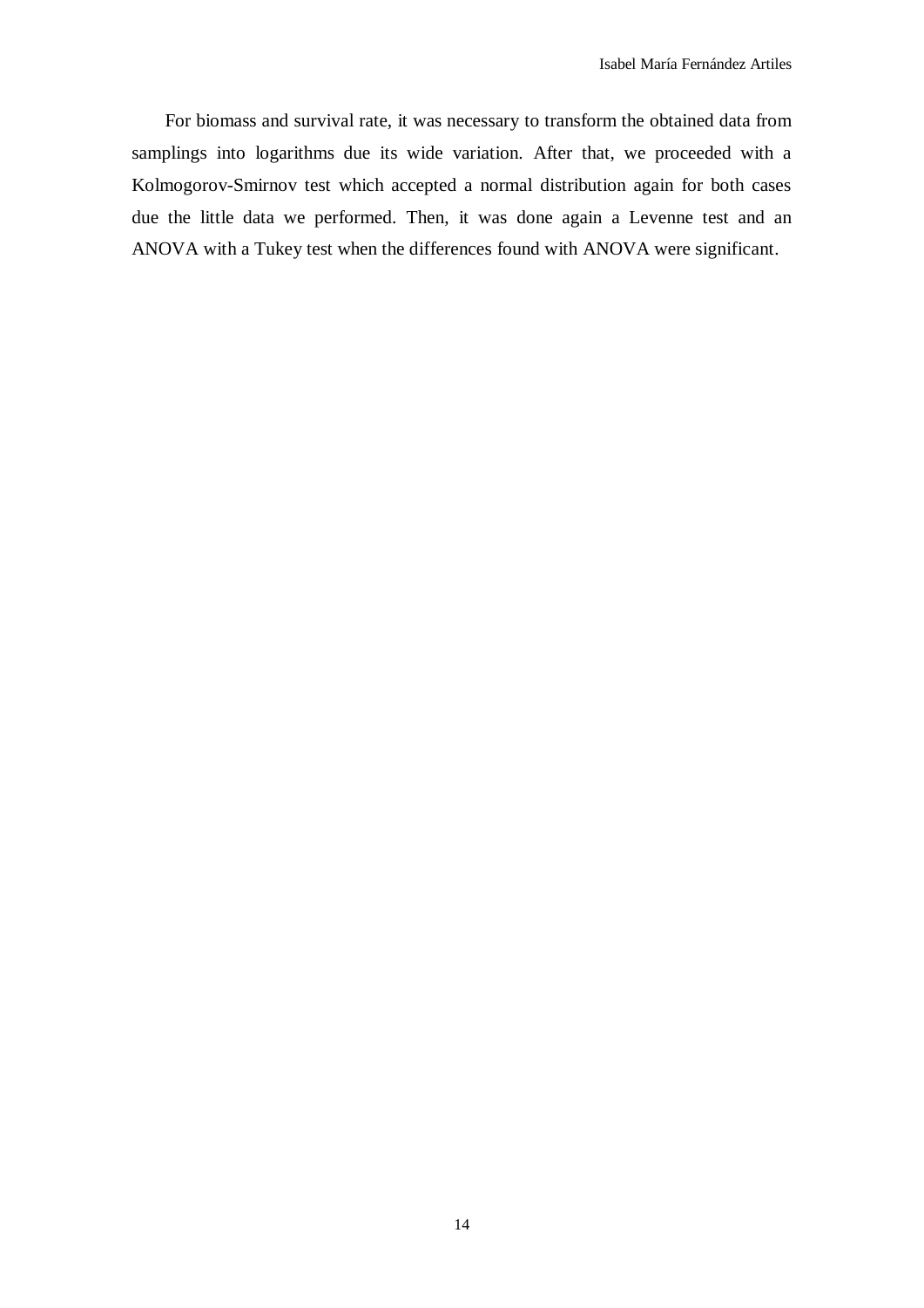For biomass and survival rate, it was necessary to transform the obtained data from samplings into logarithms due its wide variation. After that, we proceeded with a Kolmogorov-Smirnov test which accepted a normal distribution again for both cases due the little data we performed. Then, it was done again a Levenne test and an ANOVA with a Tukey test when the differences found with ANOVA were significant.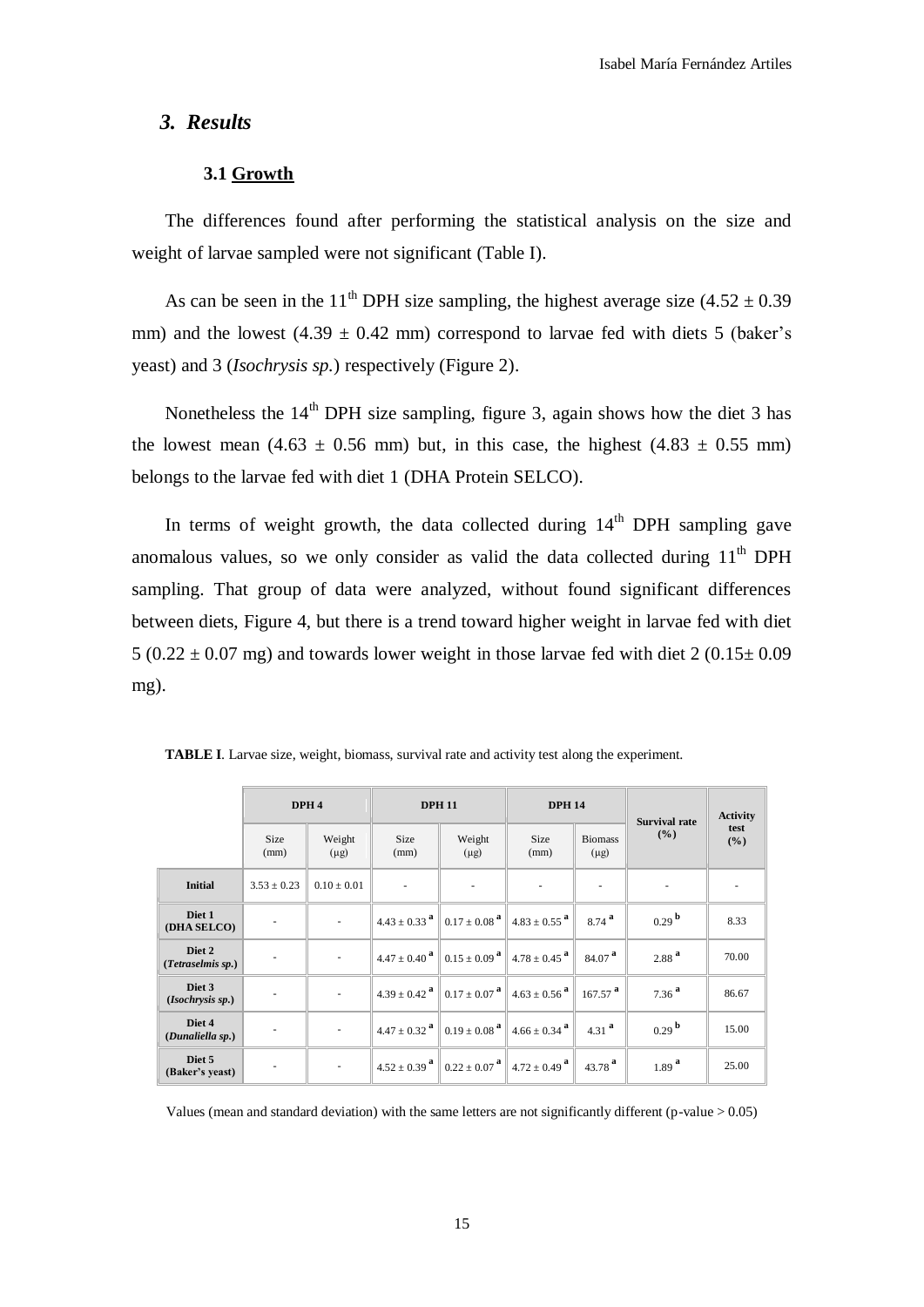## *3. Results*

### 3.1 Growth

The differences found after performing the statistical analysis on the size and weight of larvae sampled were not significant (Table I).

As can be seen in the 11$^{th}$ DPH size sampling, the highest average size ($4.52 \pm 0.39$ mm) and the lowest ($4.39 \pm 0.42$ mm) correspond to larvae fed with diets 5 (baker's yeast) and 3 (*Isochrysis sp.*) respectively (Figure 2).

Nonetheless the 14$^{th}$ DPH size sampling, figure 3, again shows how the diet 3 has the lowest mean ($4.63 \pm 0.56$ mm) but, in this case, the highest ($4.83 \pm 0.55$ mm) belongs to the larvae fed with diet 1 (DHA Protein SELCO).

In terms of weight growth, the data collected during 14$^{th}$ DPH sampling gave anomalous values, so we only consider as valid the data collected during 11$^{th}$ DPH sampling. That group of data were analyzed, without found significant differences between diets, Figure 4, but there is a trend toward higher weight in larvae fed with diet 5 ($0.22 \pm 0.07$ mg) and towards lower weight in those larvae fed with diet 2 ($0.15\pm 0.09$ mg).

**TABLE I**. Larvae size, weight, biomass, survival rate and activity test along the experiment.

| | DPH 4 | | DPH 11 | | DPH 14 | | Survival rate (%) | Activity test (%) |
|---|---|---|---|---|---|---|---|---|
| | Size (mm) | Weight (µg) | Size (mm) | Weight (µg) | Size (mm) | Biomass (µg) | | |
| **Initial** | $3.53 \pm 0.23$ | $0.10 \pm 0.01$ | - | - | - | - | - | - |
| **Diet 1 (DHA SELCO)** | - | - | $4.43 \pm 0.33^{a}$ | $0.17 \pm 0.08^{a}$ | $4.83 \pm 0.55^{a}$ | $8.74^{a}$ | $0.29^{b}$ | 8.33 |
| **Diet 2 (*Tetraselmis sp.*)** | - | - | $4.47 \pm 0.40^{a}$ | $0.15 \pm 0.09^{a}$ | $4.78 \pm 0.45^{a}$ | $84.07^{a}$ | $2.88^{a}$ | 70.00 |
| **Diet 3 (*Isochrysis sp.*)** | - | - | $4.39 \pm 0.42^{a}$ | $0.17 \pm 0.07^{a}$ | $4.63 \pm 0.56^{a}$ | $167.57^{a}$ | $7.36^{a}$ | 86.67 |
| **Diet 4 (*Dunaliella sp.*)** | - | - | $4.47 \pm 0.32^{a}$ | $0.19 \pm 0.08^{a}$ | $4.66 \pm 0.34^{a}$ | $4.31^{a}$ | $0.29^{b}$ | 15.00 |
| **Diet 5 (Baker's yeast)** | - | - | $4.52 \pm 0.39^{a}$ | $0.22 \pm 0.07^{a}$ | $4.72 \pm 0.49^{a}$ | $43.78^{a}$ | $1.89^{a}$ | 25.00 |

Values (mean and standard deviation) with the same letters are not significantly different (p-value > 0.05)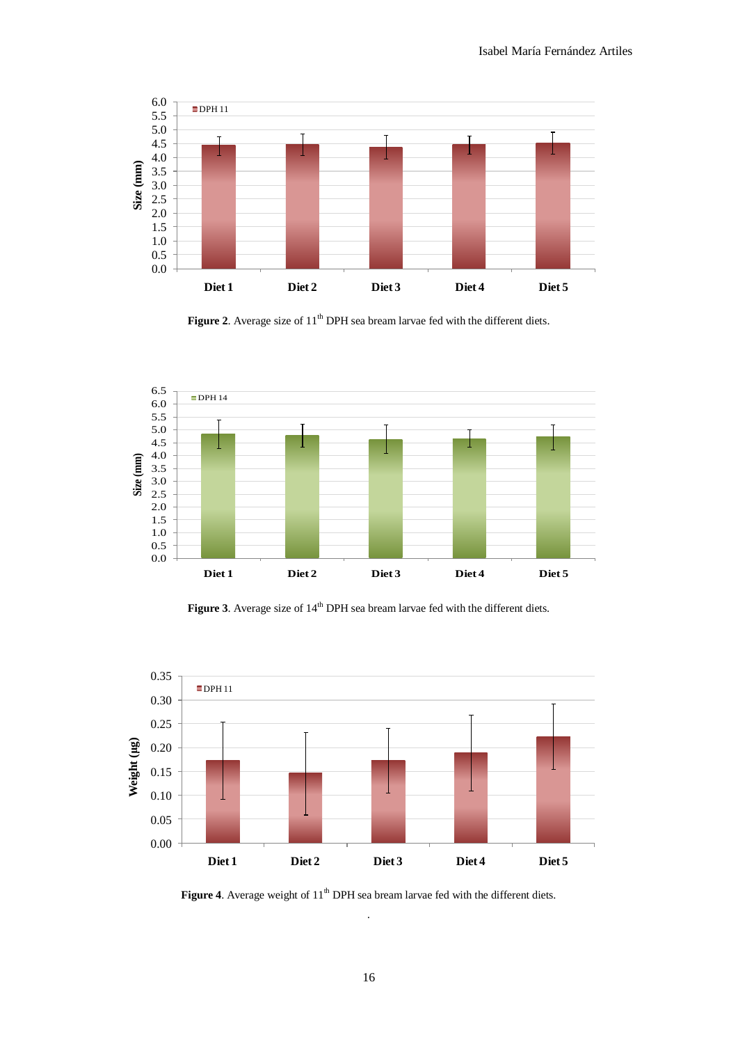**Figure 2**. Average size of 11$^{th}$ DPH sea bream larvae fed with the different diets.

**Figure 3**. Average size of 14$^{th}$ DPH sea bream larvae fed with the different diets.

**Figure 4**. Average weight of 11$^{th}$ DPH sea bream larvae fed with the different diets.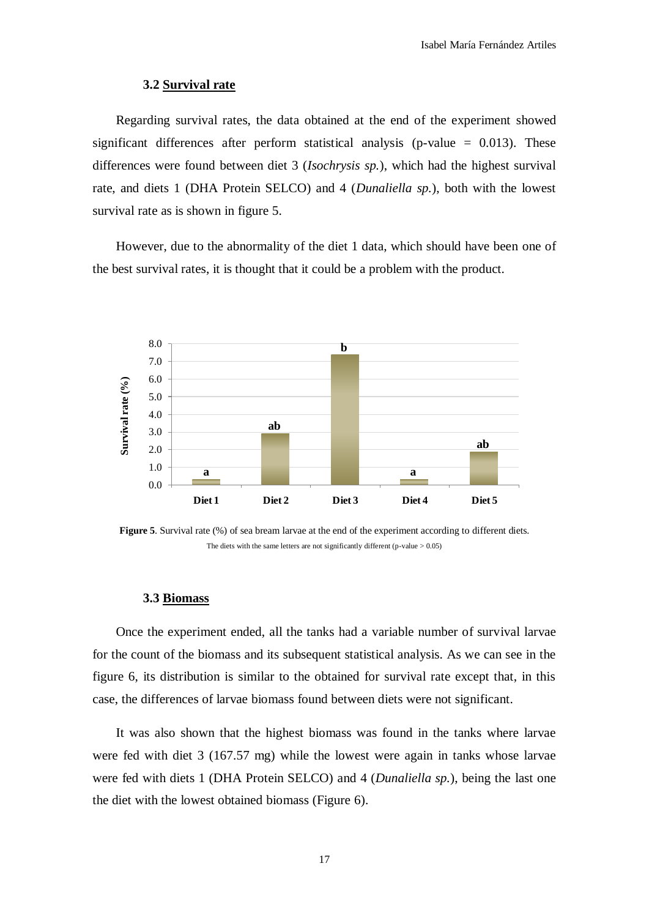### 3.2 Survival rate

Regarding survival rates, the data obtained at the end of the experiment showed significant differences after perform statistical analysis (p-value = 0.013). These differences were found between diet 3 (*Isochrysis sp.*), which had the highest survival rate, and diets 1 (DHA Protein SELCO) and 4 (*Dunaliella sp.*), both with the lowest survival rate as is shown in figure 5.

However, due to the abnormality of the diet 1 data, which should have been one of the best survival rates, it is thought that it could be a problem with the product.

**Figure 5**. Survival rate (%) of sea bream larvae at the end of the experiment according to different diets. The diets with the same letters are not significantly different (p-value > 0.05)

### 3.3 Biomass

Once the experiment ended, all the tanks had a variable number of survival larvae for the count of the biomass and its subsequent statistical analysis. As we can see in the figure 6, its distribution is similar to the obtained for survival rate except that, in this case, the differences of larvae biomass found between diets were not significant.

It was also shown that the highest biomass was found in the tanks where larvae were fed with diet 3 (167.57 mg) while the lowest were again in tanks whose larvae were fed with diets 1 (DHA Protein SELCO) and 4 (*Dunaliella sp.*), being the last one the diet with the lowest obtained biomass (Figure 6).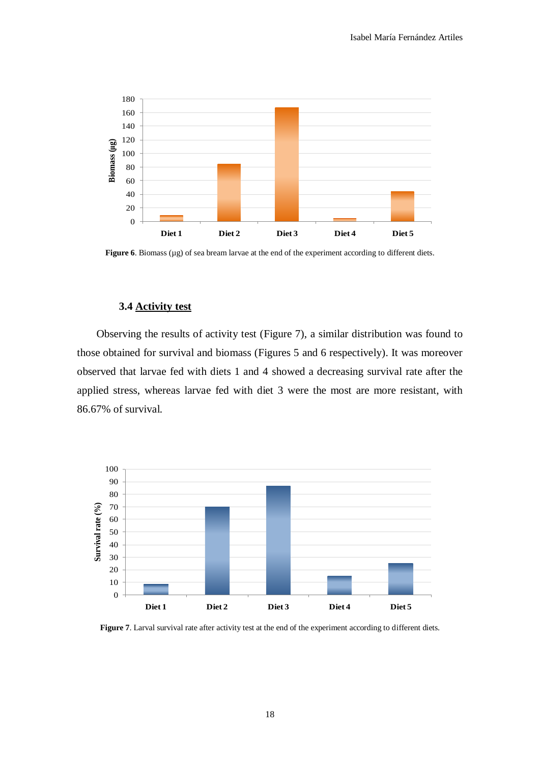**Figure 6**. Biomass (µg) of sea bream larvae at the end of the experiment according to different diets.

### 3.4 Activity test

Observing the results of activity test (Figure 7), a similar distribution was found to those obtained for survival and biomass (Figures 5 and 6 respectively). It was moreover observed that larvae fed with diets 1 and 4 showed a decreasing survival rate after the applied stress, whereas larvae fed with diet 3 were the most are more resistant, with 86.67% of survival.

**Figure 7**. Larval survival rate after activity test at the end of the experiment according to different diets.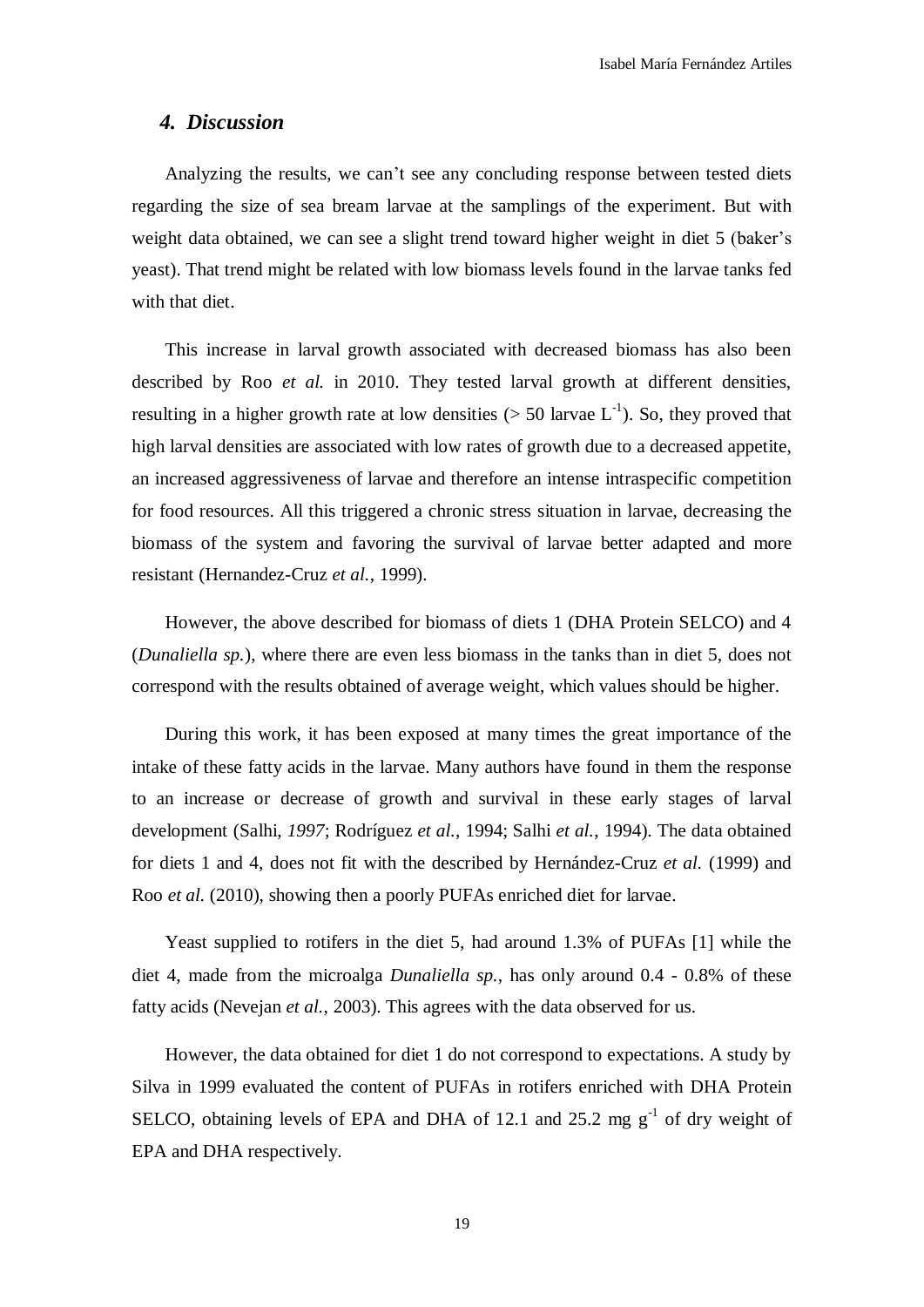## *4. Discussion*

Analyzing the results, we can't see any concluding response between tested diets regarding the size of sea bream larvae at the samplings of the experiment. But with weight data obtained, we can see a slight trend toward higher weight in diet 5 (baker's yeast). That trend might be related with low biomass levels found in the larvae tanks fed with that diet.

This increase in larval growth associated with decreased biomass has also been described by Roo *et al.* in 2010. They tested larval growth at different densities, resulting in a higher growth rate at low densities (> 50 larvae $L^{-1}$). So, they proved that high larval densities are associated with low rates of growth due to a decreased appetite, an increased aggressiveness of larvae and therefore an intense intraspecific competition for food resources. All this triggered a chronic stress situation in larvae, decreasing the biomass of the system and favoring the survival of larvae better adapted and more resistant (Hernandez-Cruz *et al.*, 1999).

However, the above described for biomass of diets 1 (DHA Protein SELCO) and 4 (*Dunaliella sp.*), where there are even less biomass in the tanks than in diet 5, does not correspond with the results obtained of average weight, which values should be higher.

During this work, it has been exposed at many times the great importance of the intake of these fatty acids in the larvae. Many authors have found in them the response to an increase or decrease of growth and survival in these early stages of larval development (Salhi, *1997*; Rodríguez *et al.*, 1994; Salhi *et al.*, 1994). The data obtained for diets 1 and 4, does not fit with the described by Hernández-Cruz *et al.* (1999) and Roo *et al.* (2010), showing then a poorly PUFAs enriched diet for larvae.

Yeast supplied to rotifers in the diet 5, had around 1.3% of PUFAs [1] while the diet 4, made from the microalga *Dunaliella sp.*, has only around 0.4 - 0.8% of these fatty acids (Nevejan *et al.*, 2003). This agrees with the data observed for us.

However, the data obtained for diet 1 do not correspond to expectations. A study by Silva in 1999 evaluated the content of PUFAs in rotifers enriched with DHA Protein SELCO, obtaining levels of EPA and DHA of 12.1 and 25.2 mg $g^{-1}$ of dry weight of EPA and DHA respectively.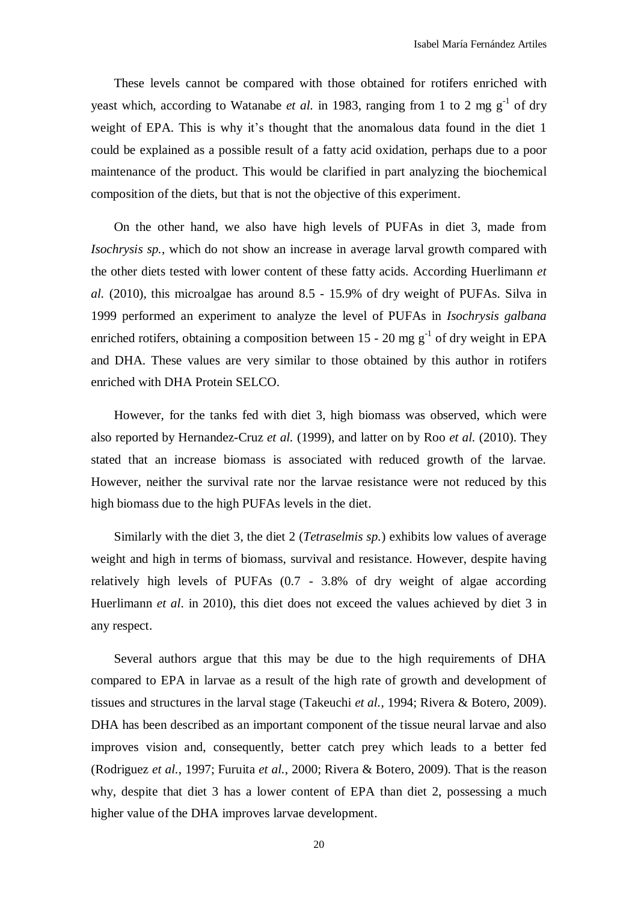These levels cannot be compared with those obtained for rotifers enriched with yeast which, according to Watanabe *et al.* in 1983, ranging from 1 to 2 mg $g^{-1}$ of dry weight of EPA. This is why it's thought that the anomalous data found in the diet 1 could be explained as a possible result of a fatty acid oxidation, perhaps due to a poor maintenance of the product. This would be clarified in part analyzing the biochemical composition of the diets, but that is not the objective of this experiment.

On the other hand, we also have high levels of PUFAs in diet 3, made from *Isochrysis sp.*, which do not show an increase in average larval growth compared with the other diets tested with lower content of these fatty acids. According Huerlimann *et al.* (2010), this microalgae has around 8.5 - 15.9% of dry weight of PUFAs. Silva in 1999 performed an experiment to analyze the level of PUFAs in *Isochrysis galbana* enriched rotifers, obtaining a composition between 15 - 20 mg $g^{-1}$ of dry weight in EPA and DHA. These values are very similar to those obtained by this author in rotifers enriched with DHA Protein SELCO.

However, for the tanks fed with diet 3, high biomass was observed, which were also reported by Hernandez-Cruz *et al.* (1999), and latter on by Roo *et al.* (2010). They stated that an increase biomass is associated with reduced growth of the larvae. However, neither the survival rate nor the larvae resistance were not reduced by this high biomass due to the high PUFAs levels in the diet.

Similarly with the diet 3, the diet 2 (*Tetraselmis sp.*) exhibits low values of average weight and high in terms of biomass, survival and resistance. However, despite having relatively high levels of PUFAs (0.7 - 3.8% of dry weight of algae according Huerlimann *et al*. in 2010), this diet does not exceed the values achieved by diet 3 in any respect.

Several authors argue that this may be due to the high requirements of DHA compared to EPA in larvae as a result of the high rate of growth and development of tissues and structures in the larval stage (Takeuchi *et al.*, 1994; Rivera & Botero, 2009). DHA has been described as an important component of the tissue neural larvae and also improves vision and, consequently, better catch prey which leads to a better fed (Rodriguez *et al.*, 1997; Furuita *et al.*, 2000; Rivera & Botero, 2009). That is the reason why, despite that diet 3 has a lower content of EPA than diet 2, possessing a much higher value of the DHA improves larvae development.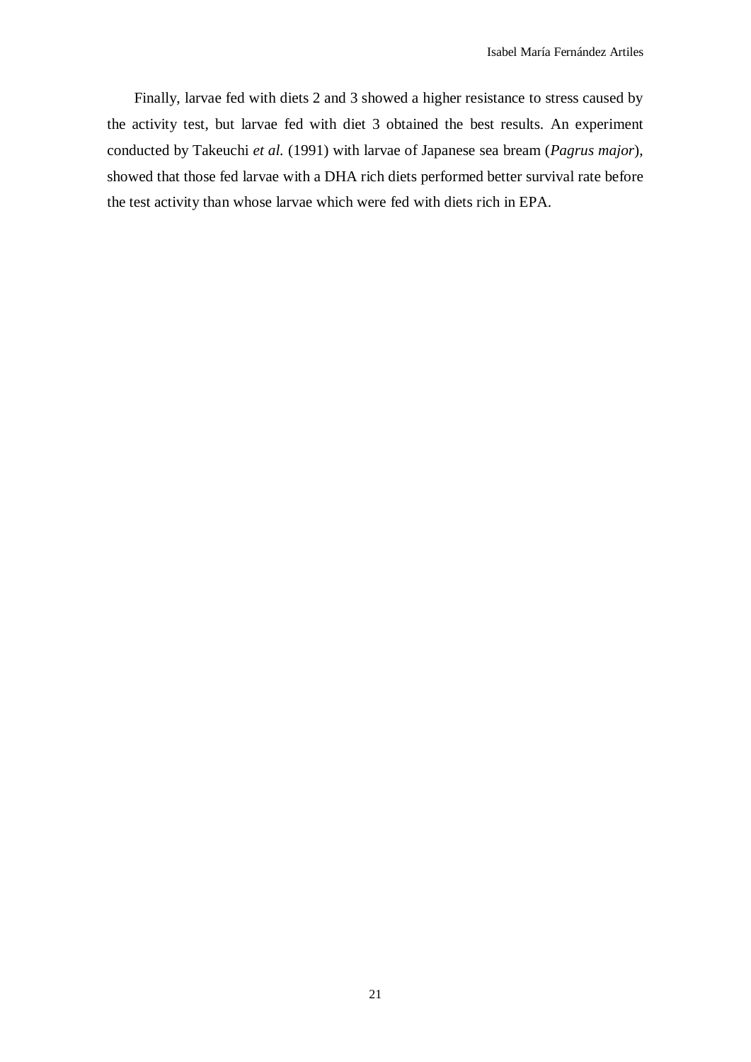Finally, larvae fed with diets 2 and 3 showed a higher resistance to stress caused by the activity test, but larvae fed with diet 3 obtained the best results. An experiment conducted by Takeuchi *et al.* (1991) with larvae of Japanese sea bream (*Pagrus major*), showed that those fed larvae with a DHA rich diets performed better survival rate before the test activity than whose larvae which were fed with diets rich in EPA.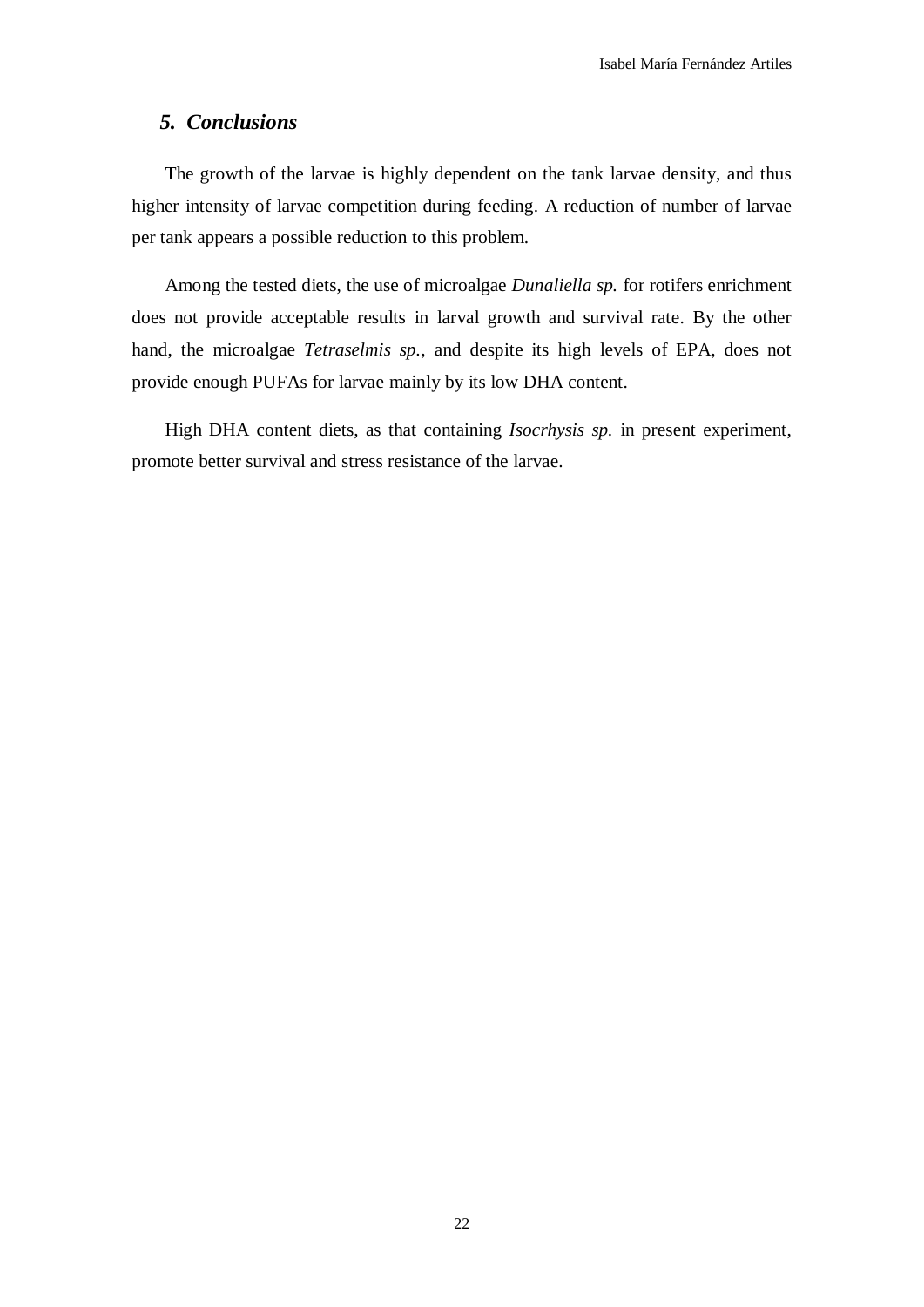## *5. Conclusions*

The growth of the larvae is highly dependent on the tank larvae density, and thus higher intensity of larvae competition during feeding. A reduction of number of larvae per tank appears a possible reduction to this problem.

Among the tested diets, the use of microalgae *Dunaliella sp.* for rotifers enrichment does not provide acceptable results in larval growth and survival rate. By the other hand, the microalgae *Tetraselmis sp.*, and despite its high levels of EPA, does not provide enough PUFAs for larvae mainly by its low DHA content.

High DHA content diets, as that containing *Isocrhysis sp.* in present experiment, promote better survival and stress resistance of the larvae.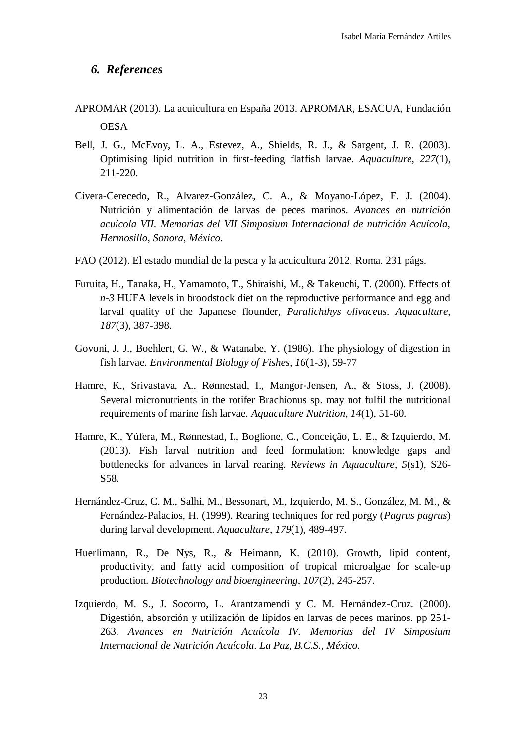## *6. References*

APROMAR (2013). La acuicultura en España 2013. APROMAR, ESACUA, Fundación OESA

Bell, J. G., McEvoy, L. A., Estevez, A., Shields, R. J., & Sargent, J. R. (2003). Optimising lipid nutrition in first-feeding flatfish larvae. *Aquaculture*, *227*(1), 211-220.

Civera-Cerecedo, R., Alvarez-González, C. A., & Moyano-López, F. J. (2004). Nutrición y alimentación de larvas de peces marinos. *Avances en nutrición acuícola VII. Memorias del VII Simposium Internacional de nutrición Acuícola, Hermosillo, Sonora, México*.

FAO (2012). El estado mundial de la pesca y la acuicultura 2012. Roma. 231 págs.

Furuita, H., Tanaka, H., Yamamoto, T., Shiraishi, M., & Takeuchi, T. (2000). Effects of *n-3* HUFA levels in broodstock diet on the reproductive performance and egg and larval quality of the Japanese flounder, *Paralichthys olivaceus*. *Aquaculture*, *187*(3), 387-398.

Govoni, J. J., Boehlert, G. W., & Watanabe, Y. (1986). The physiology of digestion in fish larvae. *Environmental Biology of Fishes*, *16*(1-3), 59-77

Hamre, K., Srivastava, A., Rønnestad, I., Mangor-Jensen, A., & Stoss, J. (2008). Several micronutrients in the rotifer Brachionus sp. may not fulfil the nutritional requirements of marine fish larvae. *Aquaculture Nutrition*, *14*(1), 51-60.

Hamre, K., Yúfera, M., Rønnestad, I., Boglione, C., Conceição, L. E., & Izquierdo, M. (2013). Fish larval nutrition and feed formulation: knowledge gaps and bottlenecks for advances in larval rearing. *Reviews in Aquaculture*, *5*(s1), S26-S58.

Hernández-Cruz, C. M., Salhi, M., Bessonart, M., Izquierdo, M. S., González, M. M., & Fernández-Palacios, H. (1999). Rearing techniques for red porgy (*Pagrus pagrus*) during larval development. *Aquaculture*, *179*(1), 489-497.

Huerlimann, R., De Nys, R., & Heimann, K. (2010). Growth, lipid content, productivity, and fatty acid composition of tropical microalgae for scale-up production. *Biotechnology and bioengineering*, *107*(2), 245-257.

Izquierdo, M. S., J. Socorro, L. Arantzamendi y C. M. Hernández-Cruz. (2000). Digestión, absorción y utilización de lípidos en larvas de peces marinos. pp 251-263. *Avances en Nutrición Acuícola IV. Memorias del IV Simposium Internacional de Nutrición Acuícola. La Paz, B.C.S., México.*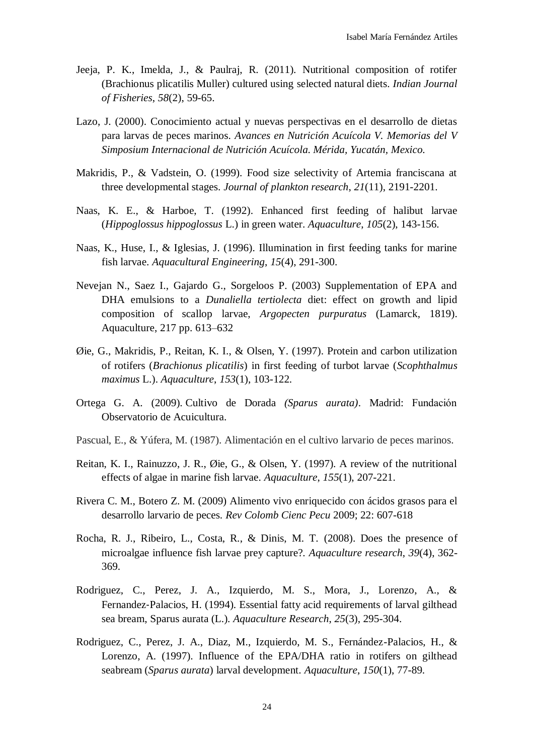Jeeja, P. K., Imelda, J., & Paulraj, R. (2011). Nutritional composition of rotifer (Brachionus plicatilis Muller) cultured using selected natural diets. *Indian Journal of Fisheries*, *58*(2), 59-65.

Lazo, J. (2000). Conocimiento actual y nuevas perspectivas en el desarrollo de dietas para larvas de peces marinos. *Avances en Nutrición Acuícola V. Memorias del V Simposium Internacional de Nutrición Acuícola. Mérida, Yucatán, Mexico.*

Makridis, P., & Vadstein, O. (1999). Food size selectivity of Artemia franciscana at three developmental stages. *Journal of plankton research*, *21*(11), 2191-2201.

Naas, K. E., & Harboe, T. (1992). Enhanced first feeding of halibut larvae (*Hippoglossus hippoglossus* L.) in green water. *Aquaculture*, *105*(2), 143-156.

Naas, K., Huse, I., & Iglesias, J. (1996). Illumination in first feeding tanks for marine fish larvae. *Aquacultural Engineering*, *15*(4), 291-300.

Nevejan N., Saez I., Gajardo G., Sorgeloos P. (2003) Supplementation of EPA and DHA emulsions to a *Dunaliella tertiolecta* diet: effect on growth and lipid composition of scallop larvae, *Argopecten purpuratus* (Lamarck, 1819). Aquaculture, 217 pp. 613–632

Øie, G., Makridis, P., Reitan, K. I., & Olsen, Y. (1997). Protein and carbon utilization of rotifers (*Brachionus plicatilis*) in first feeding of turbot larvae (*Scophthalmus maximus* L.). *Aquaculture*, *153*(1), 103-122.

Ortega G. A. (2009). Cultivo de Dorada *(Sparus aurata)*. Madrid: Fundación Observatorio de Acuicultura.

Pascual, E., & Yúfera, M. (1987). Alimentación en el cultivo larvario de peces marinos.

Reitan, K. I., Rainuzzo, J. R., Øie, G., & Olsen, Y. (1997). A review of the nutritional effects of algae in marine fish larvae. *Aquaculture*, *155*(1), 207-221.

Rivera C. M., Botero Z. M. (2009) Alimento vivo enriquecido con ácidos grasos para el desarrollo larvario de peces. *Rev Colomb Cienc Pecu* 2009; 22: 607-618

Rocha, R. J., Ribeiro, L., Costa, R., & Dinis, M. T. (2008). Does the presence of microalgae influence fish larvae prey capture?. *Aquaculture research*, *39*(4), 362-369.

Rodriguez, C., Perez, J. A., Izquierdo, M. S., Mora, J., Lorenzo, A., & Fernandez‐Palacios, H. (1994). Essential fatty acid requirements of larval gilthead sea bream, Sparus aurata (L.). *Aquaculture Research*, *25*(3), 295-304.

Rodriguez, C., Perez, J. A., Diaz, M., Izquierdo, M. S., Fernández-Palacios, H., & Lorenzo, A. (1997). Influence of the EPA/DHA ratio in rotifers on gilthead seabream (*Sparus aurata*) larval development. *Aquaculture*, *150*(1), 77-89.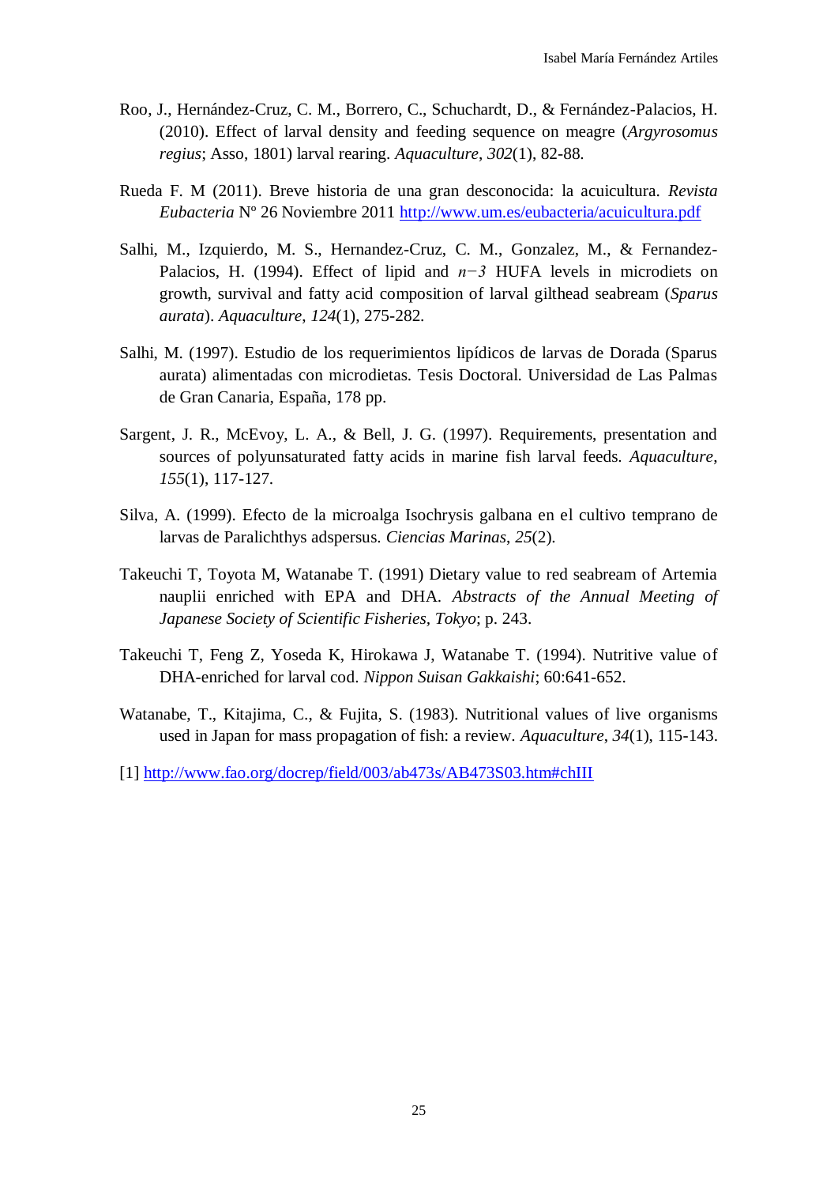Roo, J., Hernández-Cruz, C. M., Borrero, C., Schuchardt, D., & Fernández-Palacios, H. (2010). Effect of larval density and feeding sequence on meagre (*Argyrosomus regius*; Asso, 1801) larval rearing. *Aquaculture*, *302*(1), 82-88.

Rueda F. M (2011). Breve historia de una gran desconocida: la acuicultura. *Revista Eubacteria* Nº 26 Noviembre 2011 http://www.um.es/eubacteria/acuicultura.pdf

Salhi, M., Izquierdo, M. S., Hernandez-Cruz, C. M., Gonzalez, M., & Fernandez-Palacios, H. (1994). Effect of lipid and *n−3* HUFA levels in microdiets on growth, survival and fatty acid composition of larval gilthead seabream (*Sparus aurata*). *Aquaculture*, *124*(1), 275-282.

Salhi, M. (1997). Estudio de los requerimientos lipídicos de larvas de Dorada (Sparus aurata) alimentadas con microdietas. Tesis Doctoral. Universidad de Las Palmas de Gran Canaria, España, 178 pp.

Sargent, J. R., McEvoy, L. A., & Bell, J. G. (1997). Requirements, presentation and sources of polyunsaturated fatty acids in marine fish larval feeds. *Aquaculture*, *155*(1), 117-127.

Silva, A. (1999). Efecto de la microalga Isochrysis galbana en el cultivo temprano de larvas de Paralichthys adspersus. *Ciencias Marinas*, *25*(2).

Takeuchi T, Toyota M, Watanabe T. (1991) Dietary value to red seabream of Artemia nauplii enriched with EPA and DHA. *Abstracts of the Annual Meeting of Japanese Society of Scientific Fisheries, Tokyo*; p. 243.

Takeuchi T, Feng Z, Yoseda K, Hirokawa J, Watanabe T. (1994). Nutritive value of DHA-enriched for larval cod. *Nippon Suisan Gakkaishi*; 60:641-652.

Watanabe, T., Kitajima, C., & Fujita, S. (1983). Nutritional values of live organisms used in Japan for mass propagation of fish: a review. *Aquaculture*, *34*(1), 115-143.

[1] http://www.fao.org/docrep/field/003/ab473s/AB473S03.htm#chIII